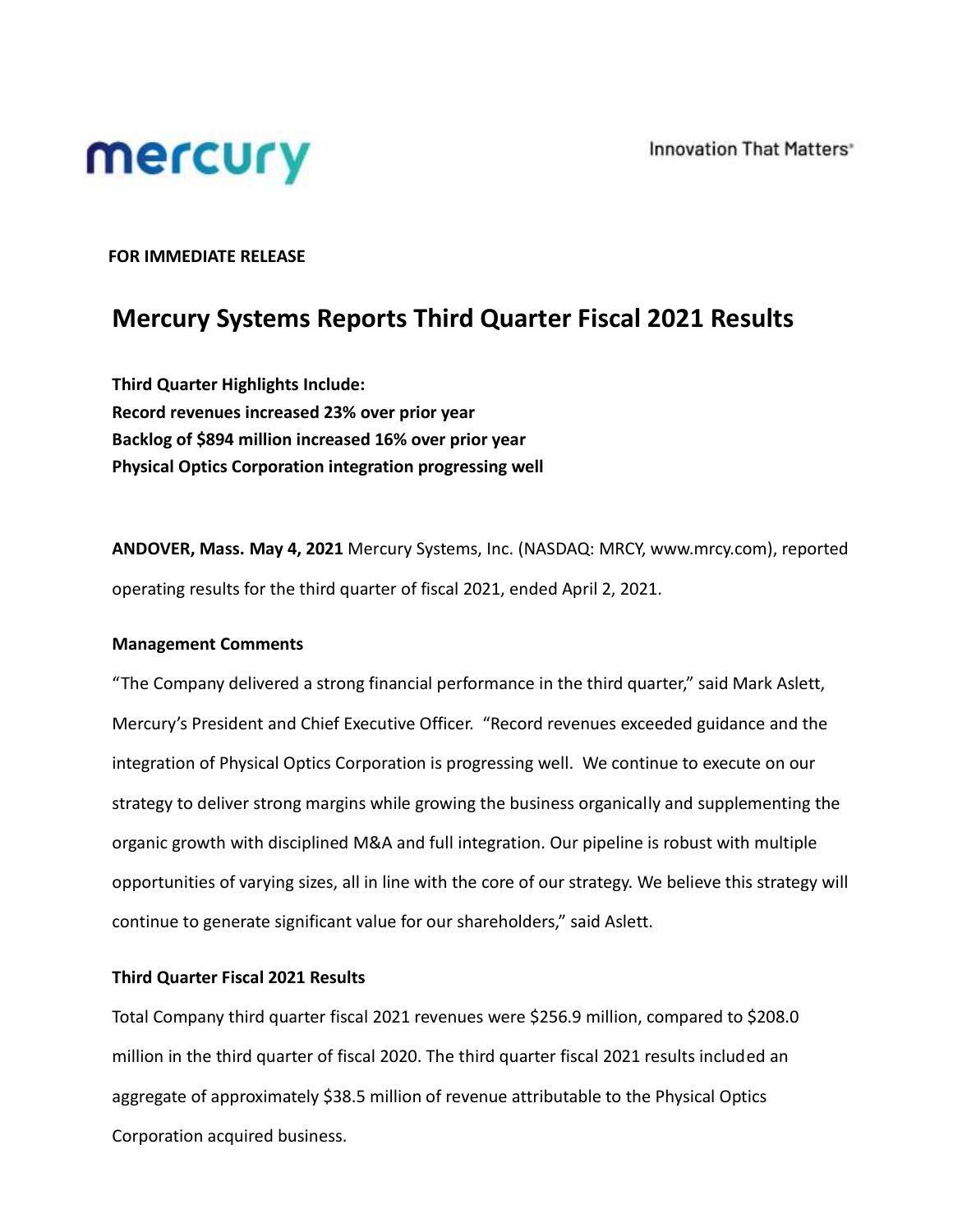mercury

Innovation That Matters®

**FOR IMMEDIATE RELEASE**

# Mercury Systems Reports Third Quarter Fiscal 2021 Results

**Third Quarter Highlights Include:**
**Record revenues increased 23% over prior year**
**Backlog of $894 million increased 16% over prior year**
**Physical Optics Corporation integration progressing well**

**ANDOVER, Mass. May 4, 2021** Mercury Systems, Inc. (NASDAQ: MRCY, www.mrcy.com), reported operating results for the third quarter of fiscal 2021, ended April 2, 2021.

**Management Comments**

"The Company delivered a strong financial performance in the third quarter," said Mark Aslett, Mercury's President and Chief Executive Officer. "Record revenues exceeded guidance and the integration of Physical Optics Corporation is progressing well. We continue to execute on our strategy to deliver strong margins while growing the business organically and supplementing the organic growth with disciplined M&A and full integration. Our pipeline is robust with multiple opportunities of varying sizes, all in line with the core of our strategy. We believe this strategy will continue to generate significant value for our shareholders," said Aslett.

**Third Quarter Fiscal 2021 Results**

Total Company third quarter fiscal 2021 revenues were $256.9 million, compared to $208.0 million in the third quarter of fiscal 2020. The third quarter fiscal 2021 results included an aggregate of approximately $38.5 million of revenue attributable to the Physical Optics Corporation acquired business.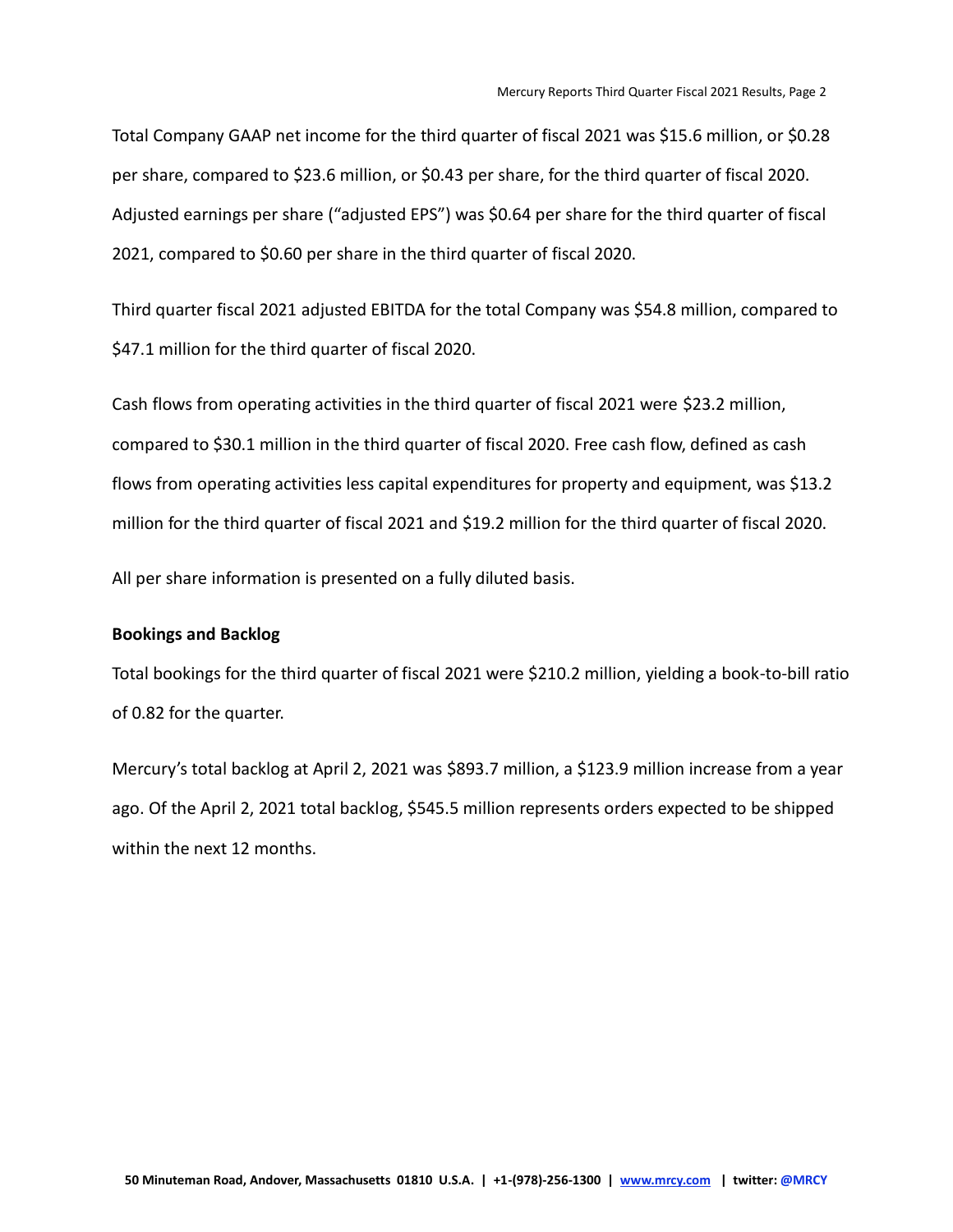Total Company GAAP net income for the third quarter of fiscal 2021 was $15.6 million, or $0.28 per share, compared to $23.6 million, or $0.43 per share, for the third quarter of fiscal 2020. Adjusted earnings per share ("adjusted EPS") was $0.64 per share for the third quarter of fiscal 2021, compared to $0.60 per share in the third quarter of fiscal 2020.

Third quarter fiscal 2021 adjusted EBITDA for the total Company was $54.8 million, compared to $47.1 million for the third quarter of fiscal 2020.

Cash flows from operating activities in the third quarter of fiscal 2021 were $23.2 million, compared to $30.1 million in the third quarter of fiscal 2020. Free cash flow, defined as cash flows from operating activities less capital expenditures for property and equipment, was $13.2 million for the third quarter of fiscal 2021 and $19.2 million for the third quarter of fiscal 2020.

All per share information is presented on a fully diluted basis.

**Bookings and Backlog**

Total bookings for the third quarter of fiscal 2021 were $210.2 million, yielding a book-to-bill ratio of 0.82 for the quarter.

Mercury's total backlog at April 2, 2021 was $893.7 million, a $123.9 million increase from a year ago. Of the April 2, 2021 total backlog, $545.5 million represents orders expected to be shipped within the next 12 months.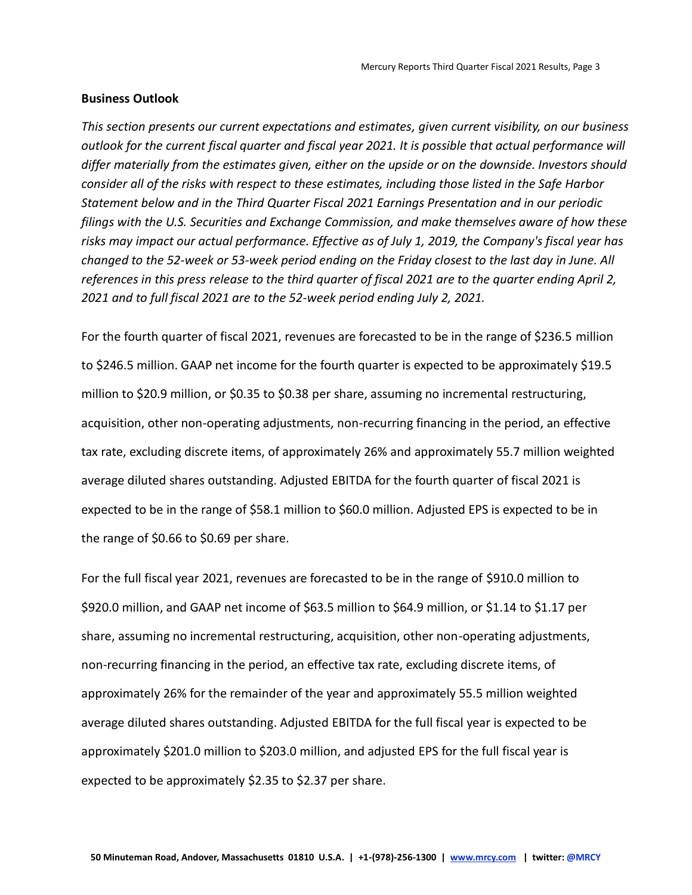## Business Outlook

*This section presents our current expectations and estimates, given current visibility, on our business outlook for the current fiscal quarter and fiscal year 2021. It is possible that actual performance will differ materially from the estimates given, either on the upside or on the downside. Investors should consider all of the risks with respect to these estimates, including those listed in the Safe Harbor Statement below and in the Third Quarter Fiscal 2021 Earnings Presentation and in our periodic filings with the U.S. Securities and Exchange Commission, and make themselves aware of how these risks may impact our actual performance. Effective as of July 1, 2019, the Company's fiscal year has changed to the 52-week or 53-week period ending on the Friday closest to the last day in June. All references in this press release to the third quarter of fiscal 2021 are to the quarter ending April 2, 2021 and to full fiscal 2021 are to the 52-week period ending July 2, 2021.*

For the fourth quarter of fiscal 2021, revenues are forecasted to be in the range of $236.5 million to $246.5 million. GAAP net income for the fourth quarter is expected to be approximately $19.5 million to $20.9 million, or $0.35 to $0.38 per share, assuming no incremental restructuring, acquisition, other non-operating adjustments, non-recurring financing in the period, an effective tax rate, excluding discrete items, of approximately 26% and approximately 55.7 million weighted average diluted shares outstanding. Adjusted EBITDA for the fourth quarter of fiscal 2021 is expected to be in the range of $58.1 million to $60.0 million. Adjusted EPS is expected to be in the range of $0.66 to $0.69 per share.

For the full fiscal year 2021, revenues are forecasted to be in the range of $910.0 million to $920.0 million, and GAAP net income of $63.5 million to $64.9 million, or $1.14 to $1.17 per share, assuming no incremental restructuring, acquisition, other non-operating adjustments, non-recurring financing in the period, an effective tax rate, excluding discrete items, of approximately 26% for the remainder of the year and approximately 55.5 million weighted average diluted shares outstanding. Adjusted EBITDA for the full fiscal year is expected to be approximately $201.0 million to $203.0 million, and adjusted EPS for the full fiscal year is expected to be approximately $2.35 to $2.37 per share.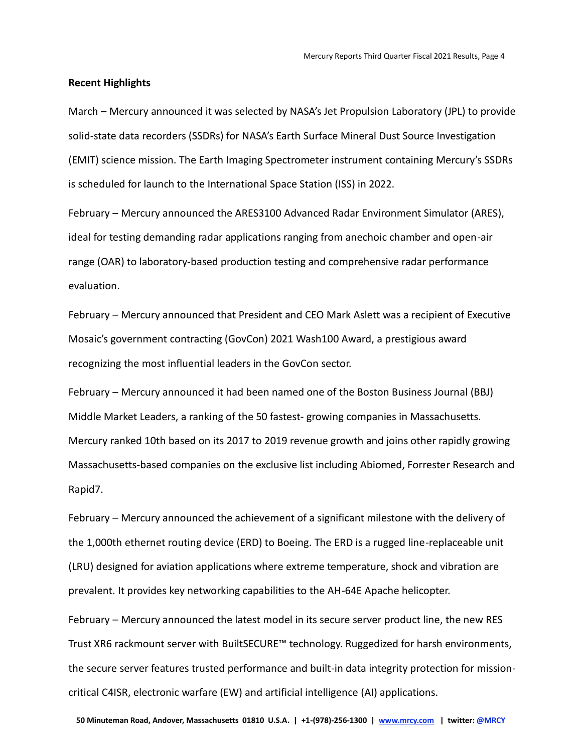**Recent Highlights**

March – Mercury announced it was selected by NASA's Jet Propulsion Laboratory (JPL) to provide solid-state data recorders (SSDRs) for NASA's Earth Surface Mineral Dust Source Investigation (EMIT) science mission. The Earth Imaging Spectrometer instrument containing Mercury's SSDRs is scheduled for launch to the International Space Station (ISS) in 2022.

February – Mercury announced the ARES3100 Advanced Radar Environment Simulator (ARES), ideal for testing demanding radar applications ranging from anechoic chamber and open-air range (OAR) to laboratory-based production testing and comprehensive radar performance evaluation.

February – Mercury announced that President and CEO Mark Aslett was a recipient of Executive Mosaic's government contracting (GovCon) 2021 Wash100 Award, a prestigious award recognizing the most influential leaders in the GovCon sector.

February – Mercury announced it had been named one of the Boston Business Journal (BBJ) Middle Market Leaders, a ranking of the 50 fastest- growing companies in Massachusetts. Mercury ranked 10th based on its 2017 to 2019 revenue growth and joins other rapidly growing Massachusetts-based companies on the exclusive list including Abiomed, Forrester Research and Rapid7.

February – Mercury announced the achievement of a significant milestone with the delivery of the 1,000th ethernet routing device (ERD) to Boeing. The ERD is a rugged line-replaceable unit (LRU) designed for aviation applications where extreme temperature, shock and vibration are prevalent. It provides key networking capabilities to the AH-64E Apache helicopter.

February – Mercury announced the latest model in its secure server product line, the new RES Trust XR6 rackmount server with BuiltSECURE™ technology. Ruggedized for harsh environments, the secure server features trusted performance and built-in data integrity protection for mission-critical C4ISR, electronic warfare (EW) and artificial intelligence (AI) applications.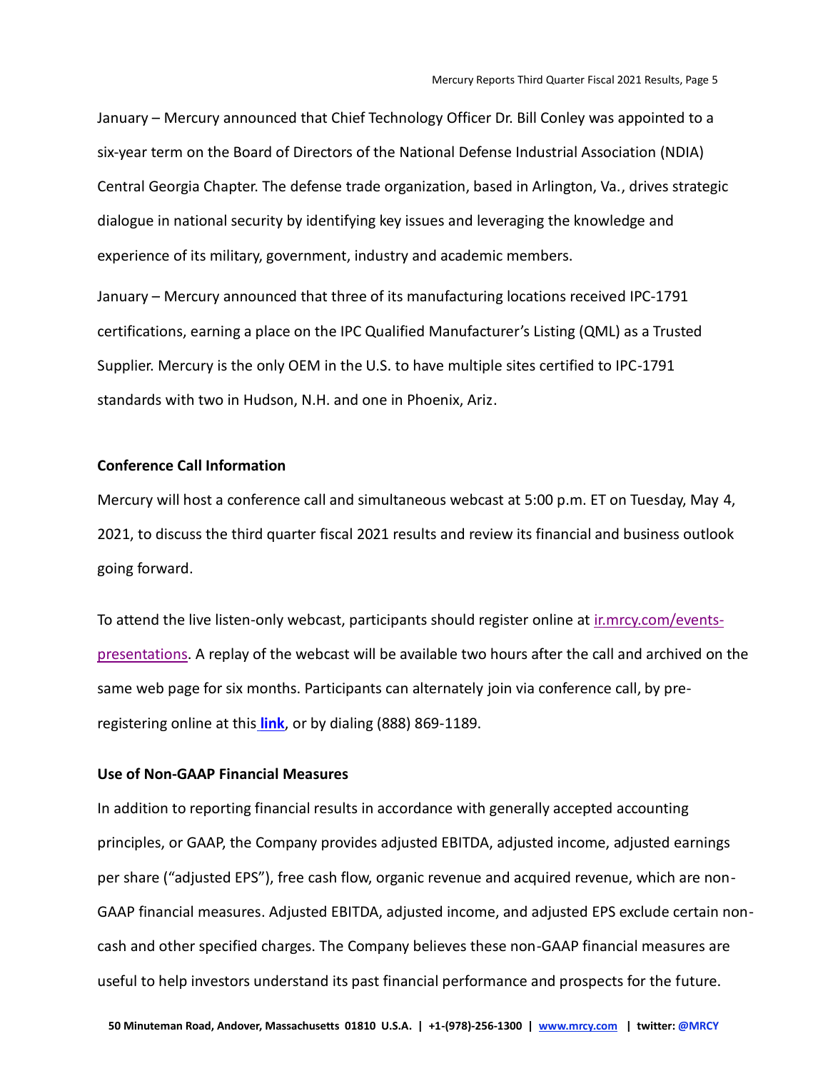January – Mercury announced that Chief Technology Officer Dr. Bill Conley was appointed to a six-year term on the Board of Directors of the National Defense Industrial Association (NDIA) Central Georgia Chapter. The defense trade organization, based in Arlington, Va., drives strategic dialogue in national security by identifying key issues and leveraging the knowledge and experience of its military, government, industry and academic members.

January – Mercury announced that three of its manufacturing locations received IPC-1791 certifications, earning a place on the IPC Qualified Manufacturer's Listing (QML) as a Trusted Supplier. Mercury is the only OEM in the U.S. to have multiple sites certified to IPC-1791 standards with two in Hudson, N.H. and one in Phoenix, Ariz.

**Conference Call Information**

Mercury will host a conference call and simultaneous webcast at 5:00 p.m. ET on Tuesday, May 4, 2021, to discuss the third quarter fiscal 2021 results and review its financial and business outlook going forward.

To attend the live listen-only webcast, participants should register online at ir.mrcy.com/events-presentations. A replay of the webcast will be available two hours after the call and archived on the same web page for six months. Participants can alternately join via conference call, by pre-registering online at this **link**, or by dialing (888) 869-1189.

**Use of Non-GAAP Financial Measures**

In addition to reporting financial results in accordance with generally accepted accounting principles, or GAAP, the Company provides adjusted EBITDA, adjusted income, adjusted earnings per share ("adjusted EPS"), free cash flow, organic revenue and acquired revenue, which are non-GAAP financial measures. Adjusted EBITDA, adjusted income, and adjusted EPS exclude certain non-cash and other specified charges. The Company believes these non-GAAP financial measures are useful to help investors understand its past financial performance and prospects for the future.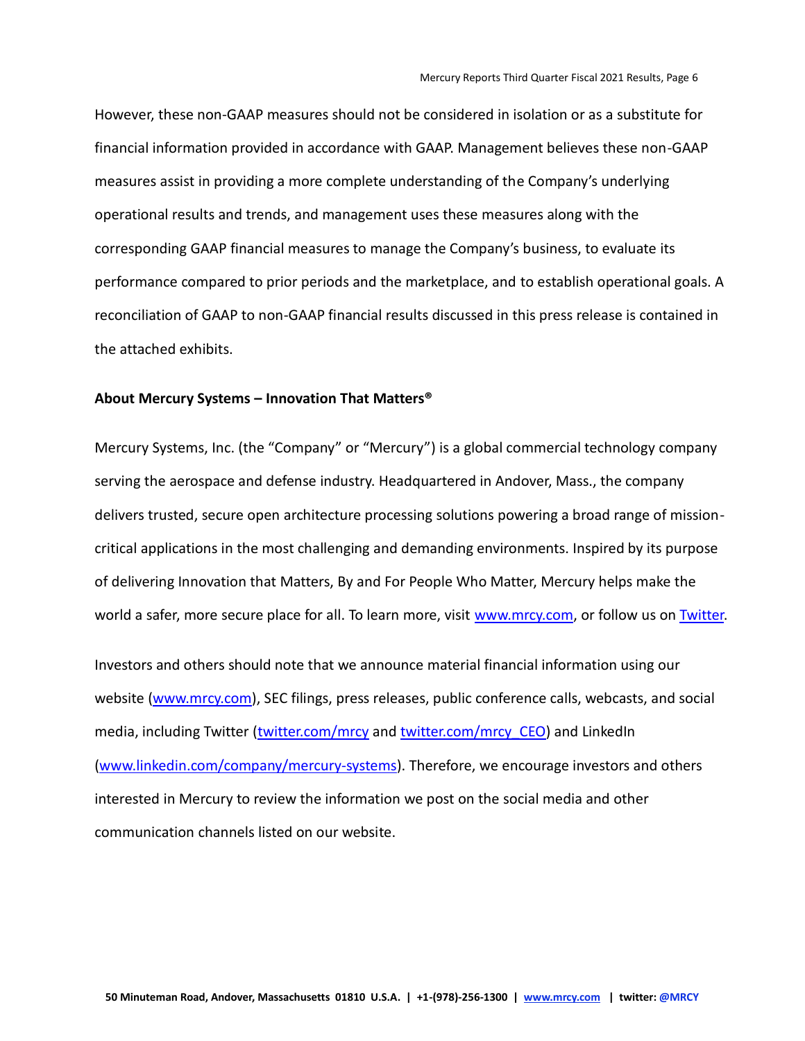However, these non-GAAP measures should not be considered in isolation or as a substitute for financial information provided in accordance with GAAP. Management believes these non-GAAP measures assist in providing a more complete understanding of the Company's underlying operational results and trends, and management uses these measures along with the corresponding GAAP financial measures to manage the Company's business, to evaluate its performance compared to prior periods and the marketplace, and to establish operational goals. A reconciliation of GAAP to non-GAAP financial results discussed in this press release is contained in the attached exhibits.

**About Mercury Systems – Innovation That Matters®**

Mercury Systems, Inc. (the "Company" or "Mercury") is a global commercial technology company serving the aerospace and defense industry. Headquartered in Andover, Mass., the company delivers trusted, secure open architecture processing solutions powering a broad range of mission-critical applications in the most challenging and demanding environments. Inspired by its purpose of delivering Innovation that Matters, By and For People Who Matter, Mercury helps make the world a safer, more secure place for all. To learn more, visit [www.mrcy.com](www.mrcy.com), or follow us on [Twitter](Twitter).

Investors and others should note that we announce material financial information using our website ([www.mrcy.com](www.mrcy.com)), SEC filings, press releases, public conference calls, webcasts, and social media, including Twitter ([twitter.com/mrcy](twitter.com/mrcy) and [twitter.com/mrcy_CEO](twitter.com/mrcy_CEO)) and LinkedIn ([www.linkedin.com/company/mercury-systems](www.linkedin.com/company/mercury-systems)). Therefore, we encourage investors and others interested in Mercury to review the information we post on the social media and other communication channels listed on our website.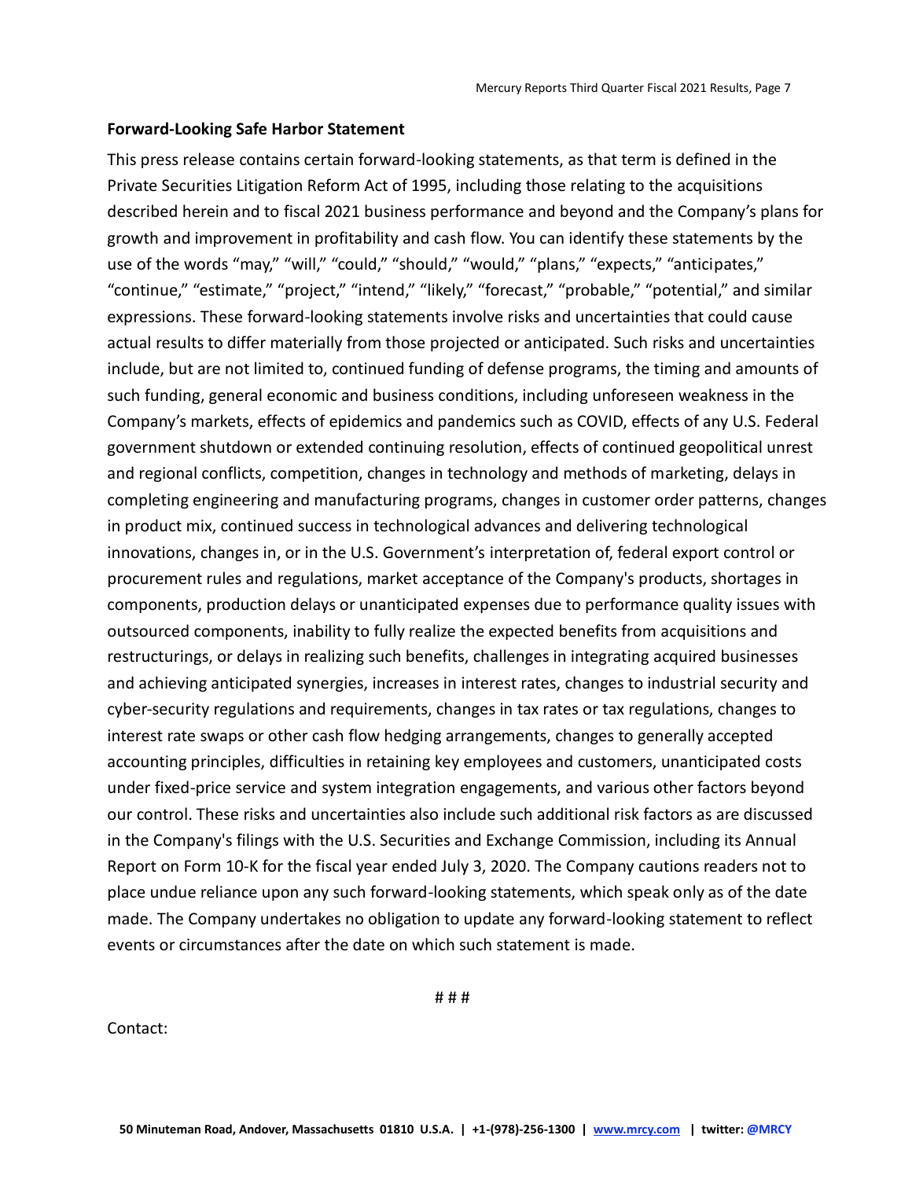**Forward-Looking Safe Harbor Statement**

This press release contains certain forward-looking statements, as that term is defined in the Private Securities Litigation Reform Act of 1995, including those relating to the acquisitions described herein and to fiscal 2021 business performance and beyond and the Company's plans for growth and improvement in profitability and cash flow. You can identify these statements by the use of the words "may," "will," "could," "should," "would," "plans," "expects," "anticipates," "continue," "estimate," "project," "intend," "likely," "forecast," "probable," "potential," and similar expressions. These forward-looking statements involve risks and uncertainties that could cause actual results to differ materially from those projected or anticipated. Such risks and uncertainties include, but are not limited to, continued funding of defense programs, the timing and amounts of such funding, general economic and business conditions, including unforeseen weakness in the Company's markets, effects of epidemics and pandemics such as COVID, effects of any U.S. Federal government shutdown or extended continuing resolution, effects of continued geopolitical unrest and regional conflicts, competition, changes in technology and methods of marketing, delays in completing engineering and manufacturing programs, changes in customer order patterns, changes in product mix, continued success in technological advances and delivering technological innovations, changes in, or in the U.S. Government's interpretation of, federal export control or procurement rules and regulations, market acceptance of the Company's products, shortages in components, production delays or unanticipated expenses due to performance quality issues with outsourced components, inability to fully realize the expected benefits from acquisitions and restructurings, or delays in realizing such benefits, challenges in integrating acquired businesses and achieving anticipated synergies, increases in interest rates, changes to industrial security and cyber-security regulations and requirements, changes in tax rates or tax regulations, changes to interest rate swaps or other cash flow hedging arrangements, changes to generally accepted accounting principles, difficulties in retaining key employees and customers, unanticipated costs under fixed-price service and system integration engagements, and various other factors beyond our control. These risks and uncertainties also include such additional risk factors as are discussed in the Company's filings with the U.S. Securities and Exchange Commission, including its Annual Report on Form 10-K for the fiscal year ended July 3, 2020. The Company cautions readers not to place undue reliance upon any such forward-looking statements, which speak only as of the date made. The Company undertakes no obligation to update any forward-looking statement to reflect events or circumstances after the date on which such statement is made.

# # #

Contact: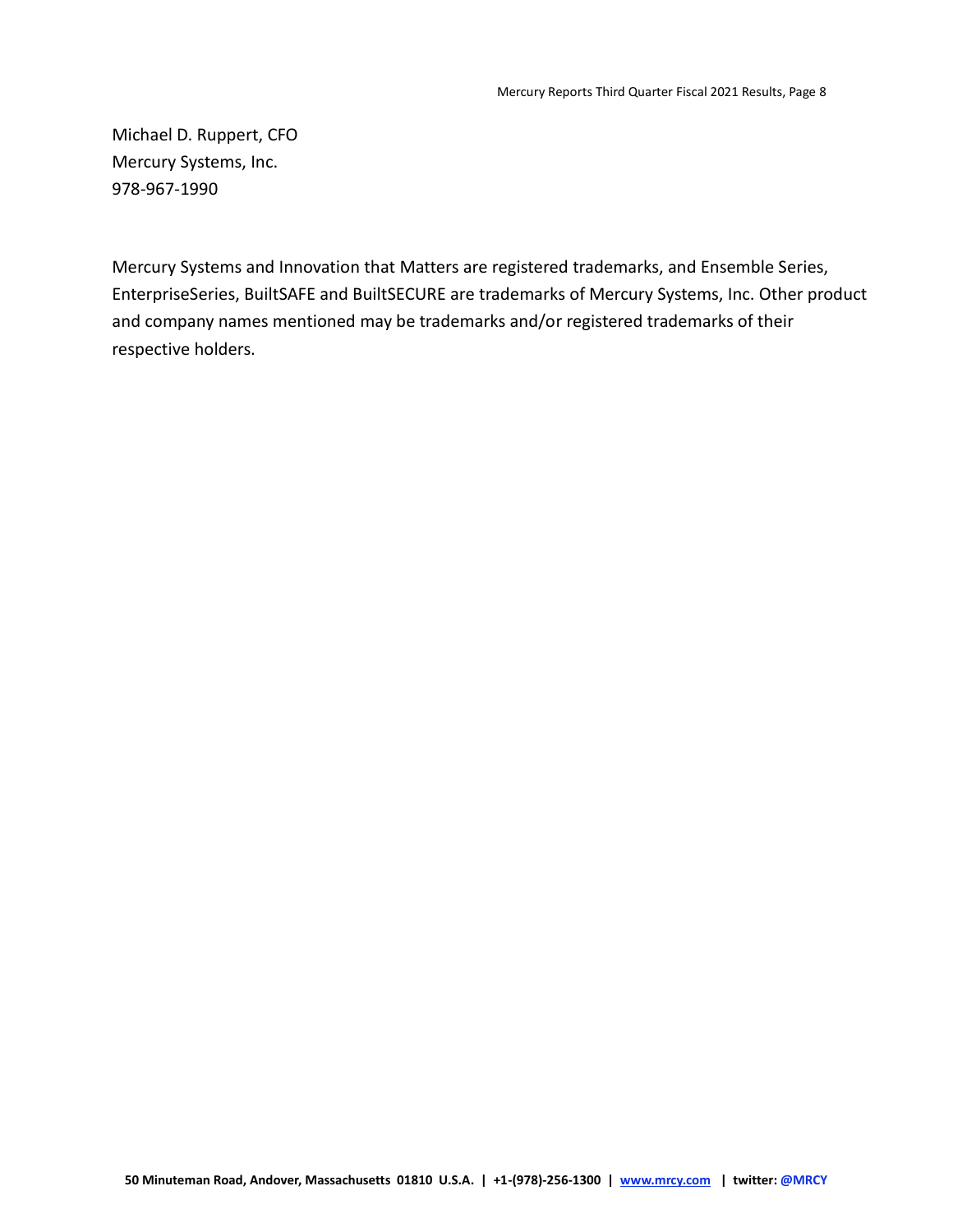Michael D. Ruppert, CFO
Mercury Systems, Inc.
978-967-1990

Mercury Systems and Innovation that Matters are registered trademarks, and Ensemble Series, EnterpriseSeries, BuiltSAFE and BuiltSECURE are trademarks of Mercury Systems, Inc. Other product and company names mentioned may be trademarks and/or registered trademarks of their respective holders.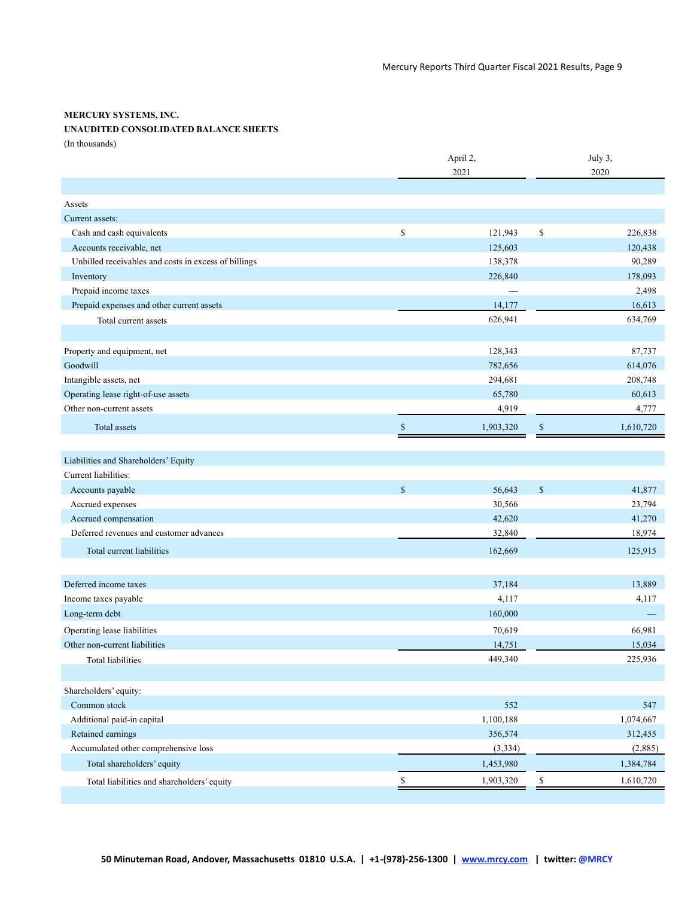**MERCURY SYSTEMS, INC.**

**UNAUDITED CONSOLIDATED BALANCE SHEETS**

(In thousands)

| | April 2, 2021 | July 3, 2020 |
|---|---|---|
| **Assets** | | |
| Current assets: | | |
| Cash and cash equivalents | $ 121,943 | $ 226,838 |
| Accounts receivable, net | 125,603 | 120,438 |
| Unbilled receivables and costs in excess of billings | 138,378 | 90,289 |
| Inventory | 226,840 | 178,093 |
| Prepaid income taxes | — | 2,498 |
| Prepaid expenses and other current assets | 14,177 | 16,613 |
| Total current assets | 626,941 | 634,769 |
| | | |
| Property and equipment, net | 128,343 | 87,737 |
| Goodwill | 782,656 | 614,076 |
| Intangible assets, net | 294,681 | 208,748 |
| Operating lease right-of-use assets | 65,780 | 60,613 |
| Other non-current assets | 4,919 | 4,777 |
| Total assets | $ 1,903,320 | $ 1,610,720 |
| | | |
| **Liabilities and Shareholders' Equity** | | |
| Current liabilities: | | |
| Accounts payable | $ 56,643 | $ 41,877 |
| Accrued expenses | 30,566 | 23,794 |
| Accrued compensation | 42,620 | 41,270 |
| Deferred revenues and customer advances | 32,840 | 18,974 |
| Total current liabilities | 162,669 | 125,915 |
| | | |
| Deferred income taxes | 37,184 | 13,889 |
| Income taxes payable | 4,117 | 4,117 |
| Long-term debt | 160,000 | — |
| Operating lease liabilities | 70,619 | 66,981 |
| Other non-current liabilities | 14,751 | 15,034 |
| Total liabilities | 449,340 | 225,936 |
| | | |
| Shareholders' equity: | | |
| Common stock | 552 | 547 |
| Additional paid-in capital | 1,100,188 | 1,074,667 |
| Retained earnings | 356,574 | 312,455 |
| Accumulated other comprehensive loss | (3,334) | (2,885) |
| Total shareholders' equity | 1,453,980 | 1,384,784 |
| Total liabilities and shareholders' equity | $ 1,903,320 | $ 1,610,720 |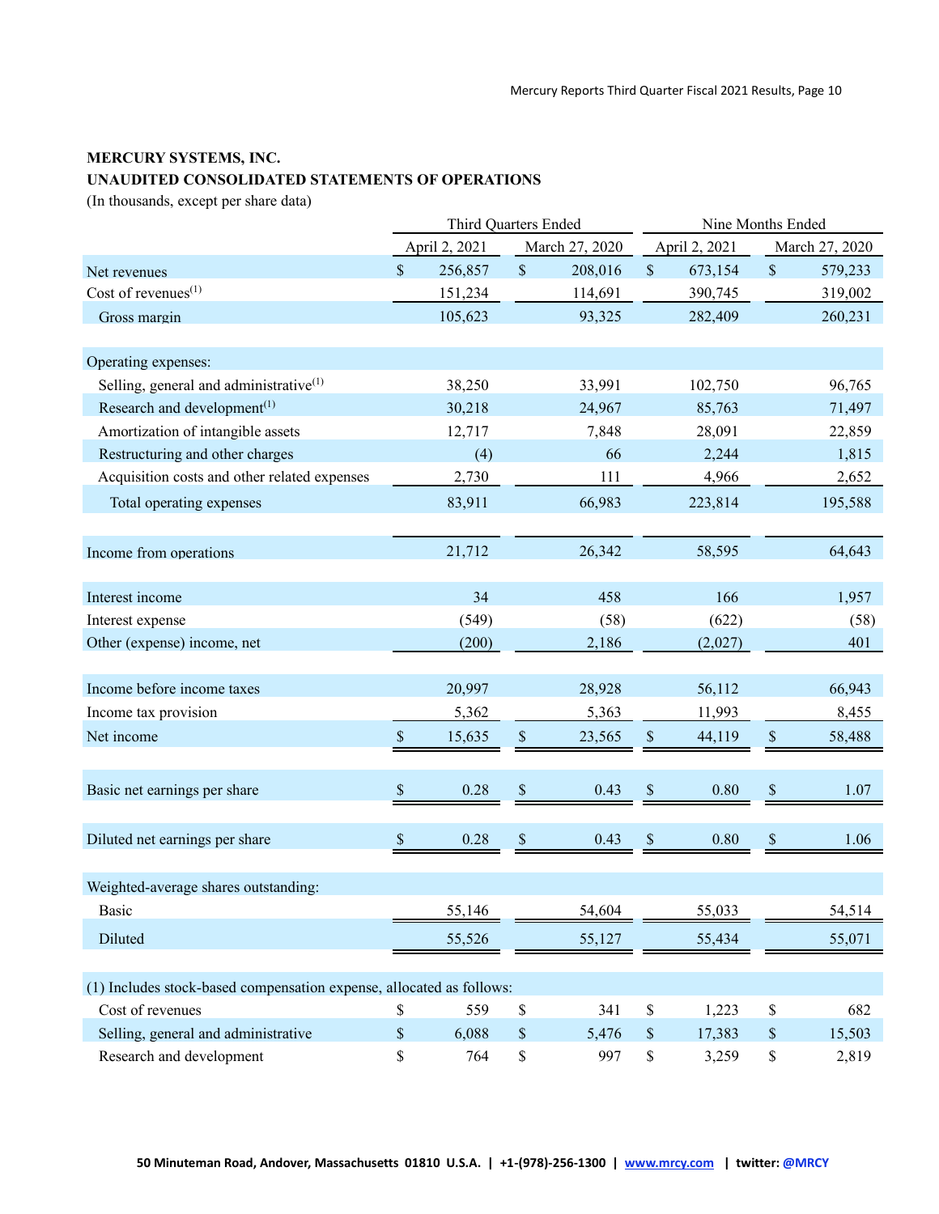**MERCURY SYSTEMS, INC.**

**UNAUDITED CONSOLIDATED STATEMENTS OF OPERATIONS**

(In thousands, except per share data)

| | Third Quarters Ended | | Nine Months Ended | |
|---|---|---|---|---|
| | April 2, 2021 | March 27, 2020 | April 2, 2021 | March 27, 2020 |
| Net revenues | $ 256,857 | $ 208,016 | $ 673,154 | $ 579,233 |
| Cost of revenues[(1)] | 151,234 | 114,691 | 390,745 | 319,002 |
| Gross margin | 105,623 | 93,325 | 282,409 | 260,231 |
| Operating expenses: | | | | |
| Selling, general and administrative[(1)] | 38,250 | 33,991 | 102,750 | 96,765 |
| Research and development[(1)] | 30,218 | 24,967 | 85,763 | 71,497 |
| Amortization of intangible assets | 12,717 | 7,848 | 28,091 | 22,859 |
| Restructuring and other charges | (4) | 66 | 2,244 | 1,815 |
| Acquisition costs and other related expenses | 2,730 | 111 | 4,966 | 2,652 |
| Total operating expenses | 83,911 | 66,983 | 223,814 | 195,588 |
| Income from operations | 21,712 | 26,342 | 58,595 | 64,643 |
| Interest income | 34 | 458 | 166 | 1,957 |
| Interest expense | (549) | (58) | (622) | (58) |
| Other (expense) income, net | (200) | 2,186 | (2,027) | 401 |
| Income before income taxes | 20,997 | 28,928 | 56,112 | 66,943 |
| Income tax provision | 5,362 | 5,363 | 11,993 | 8,455 |
| Net income | $ 15,635 | $ 23,565 | $ 44,119 | $ 58,488 |
| Basic net earnings per share | $ 0.28 | $ 0.43 | $ 0.80 | $ 1.07 |
| Diluted net earnings per share | $ 0.28 | $ 0.43 | $ 0.80 | $ 1.06 |
| Weighted-average shares outstanding: | | | | |
| Basic | 55,146 | 54,604 | 55,033 | 54,514 |
| Diluted | 55,526 | 55,127 | 55,434 | 55,071 |
| (1) Includes stock-based compensation expense, allocated as follows: | | | | |
| Cost of revenues | $ 559 | $ 341 | $ 1,223 | $ 682 |
| Selling, general and administrative | $ 6,088 | $ 5,476 | $ 17,383 | $ 15,503 |
| Research and development | $ 764 | $ 997 | $ 3,259 | $ 2,819 |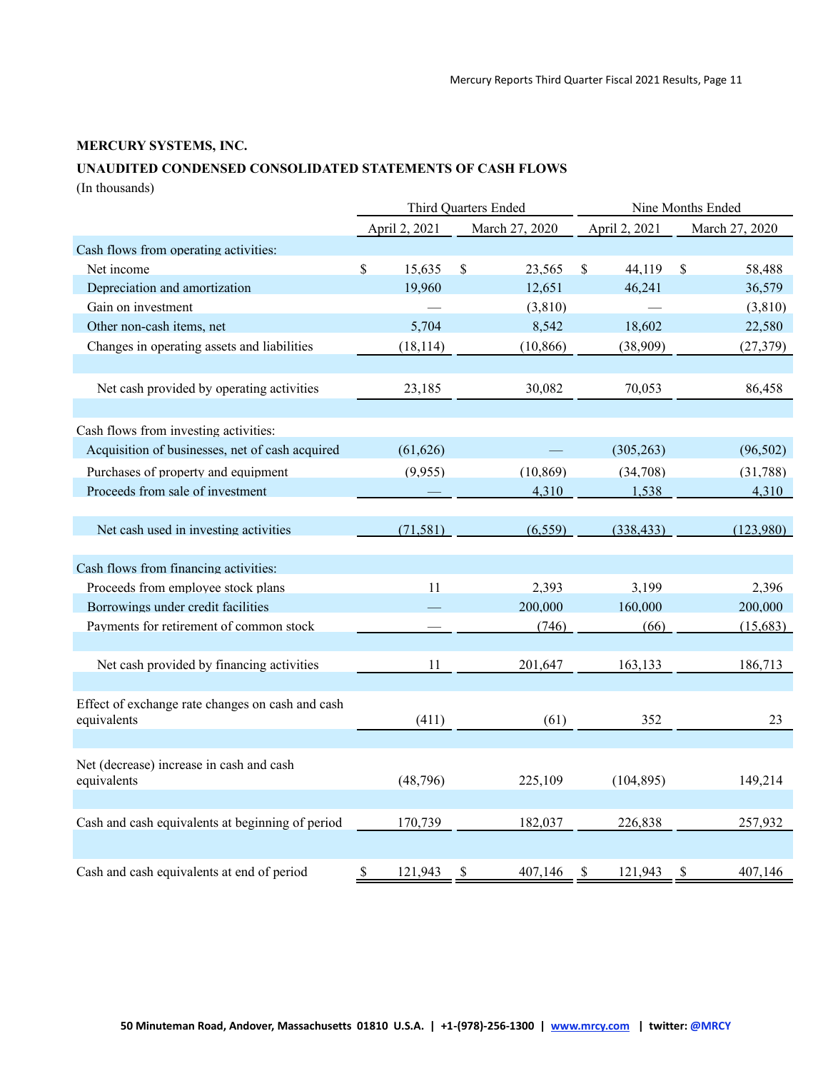**MERCURY SYSTEMS, INC.**

**UNAUDITED CONDENSED CONSOLIDATED STATEMENTS OF CASH FLOWS**

(In thousands)

| | Third Quarters Ended | | Nine Months Ended | |
|---|---|---|---|---|
| | April 2, 2021 | March 27, 2020 | April 2, 2021 | March 27, 2020 |
| Cash flows from operating activities: | | | | |
| Net income | $ 15,635 | $ 23,565 | $ 44,119 | $ 58,488 |
| Depreciation and amortization | 19,960 | 12,651 | 46,241 | 36,579 |
| Gain on investment | — | (3,810) | — | (3,810) |
| Other non-cash items, net | 5,704 | 8,542 | 18,602 | 22,580 |
| Changes in operating assets and liabilities | (18,114) | (10,866) | (38,909) | (27,379) |
| Net cash provided by operating activities | 23,185 | 30,082 | 70,053 | 86,458 |
| Cash flows from investing activities: | | | | |
| Acquisition of businesses, net of cash acquired | (61,626) | — | (305,263) | (96,502) |
| Purchases of property and equipment | (9,955) | (10,869) | (34,708) | (31,788) |
| Proceeds from sale of investment | — | 4,310 | 1,538 | 4,310 |
| Net cash used in investing activities | (71,581) | (6,559) | (338,433) | (123,980) |
| Cash flows from financing activities: | | | | |
| Proceeds from employee stock plans | 11 | 2,393 | 3,199 | 2,396 |
| Borrowings under credit facilities | — | 200,000 | 160,000 | 200,000 |
| Payments for retirement of common stock | — | (746) | (66) | (15,683) |
| Net cash provided by financing activities | 11 | 201,647 | 163,133 | 186,713 |
| Effect of exchange rate changes on cash and cash equivalents | (411) | (61) | 352 | 23 |
| Net (decrease) increase in cash and cash equivalents | (48,796) | 225,109 | (104,895) | 149,214 |
| Cash and cash equivalents at beginning of period | 170,739 | 182,037 | 226,838 | 257,932 |
| Cash and cash equivalents at end of period | $ 121,943 | $ 407,146 | $ 121,943 | $ 407,146 |

**50 Minuteman Road, Andover, Massachusetts 01810 U.S.A. | +1-(978)-256-1300 | www.mrcy.com | twitter: @MRCY**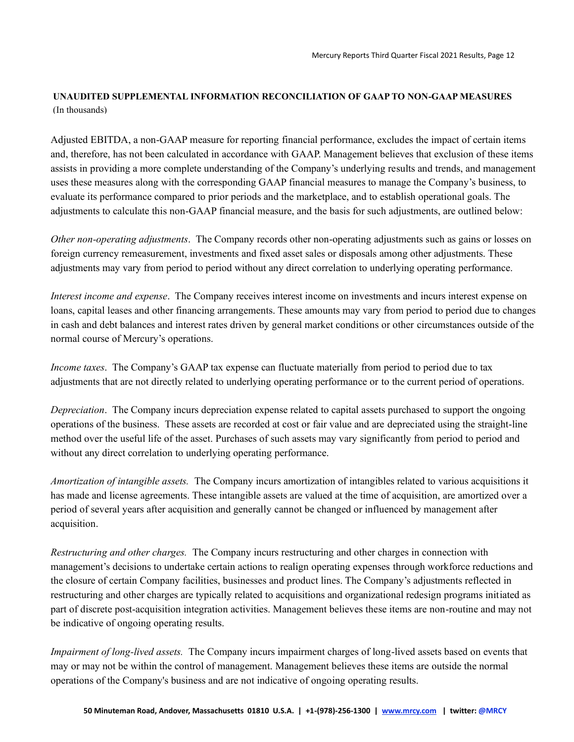**UNAUDITED SUPPLEMENTAL INFORMATION RECONCILIATION OF GAAP TO NON-GAAP MEASURES**
(In thousands)

Adjusted EBITDA, a non-GAAP measure for reporting financial performance, excludes the impact of certain items and, therefore, has not been calculated in accordance with GAAP. Management believes that exclusion of these items assists in providing a more complete understanding of the Company's underlying results and trends, and management uses these measures along with the corresponding GAAP financial measures to manage the Company's business, to evaluate its performance compared to prior periods and the marketplace, and to establish operational goals. The adjustments to calculate this non-GAAP financial measure, and the basis for such adjustments, are outlined below:

*Other non-operating adjustments*. The Company records other non-operating adjustments such as gains or losses on foreign currency remeasurement, investments and fixed asset sales or disposals among other adjustments. These adjustments may vary from period to period without any direct correlation to underlying operating performance.

*Interest income and expense*. The Company receives interest income on investments and incurs interest expense on loans, capital leases and other financing arrangements. These amounts may vary from period to period due to changes in cash and debt balances and interest rates driven by general market conditions or other circumstances outside of the normal course of Mercury's operations.

*Income taxes*. The Company's GAAP tax expense can fluctuate materially from period to period due to tax adjustments that are not directly related to underlying operating performance or to the current period of operations.

*Depreciation*. The Company incurs depreciation expense related to capital assets purchased to support the ongoing operations of the business. These assets are recorded at cost or fair value and are depreciated using the straight-line method over the useful life of the asset. Purchases of such assets may vary significantly from period to period and without any direct correlation to underlying operating performance.

*Amortization of intangible assets.* The Company incurs amortization of intangibles related to various acquisitions it has made and license agreements. These intangible assets are valued at the time of acquisition, are amortized over a period of several years after acquisition and generally cannot be changed or influenced by management after acquisition.

*Restructuring and other charges.* The Company incurs restructuring and other charges in connection with management's decisions to undertake certain actions to realign operating expenses through workforce reductions and the closure of certain Company facilities, businesses and product lines. The Company's adjustments reflected in restructuring and other charges are typically related to acquisitions and organizational redesign programs initiated as part of discrete post-acquisition integration activities. Management believes these items are non-routine and may not be indicative of ongoing operating results.

*Impairment of long-lived assets.* The Company incurs impairment charges of long-lived assets based on events that may or may not be within the control of management. Management believes these items are outside the normal operations of the Company's business and are not indicative of ongoing operating results.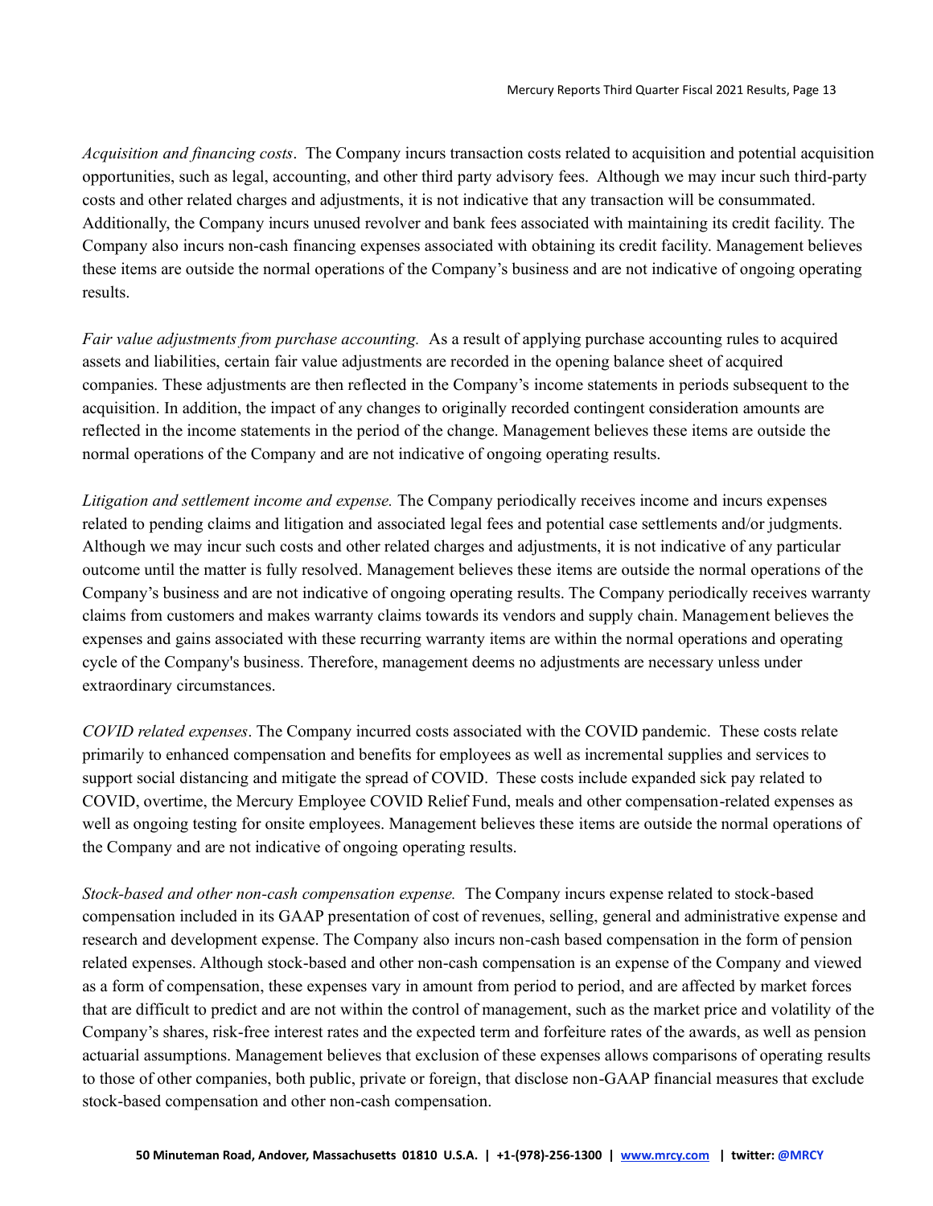*Acquisition and financing costs*. The Company incurs transaction costs related to acquisition and potential acquisition opportunities, such as legal, accounting, and other third party advisory fees. Although we may incur such third-party costs and other related charges and adjustments, it is not indicative that any transaction will be consummated. Additionally, the Company incurs unused revolver and bank fees associated with maintaining its credit facility. The Company also incurs non-cash financing expenses associated with obtaining its credit facility. Management believes these items are outside the normal operations of the Company's business and are not indicative of ongoing operating results.

*Fair value adjustments from purchase accounting.* As a result of applying purchase accounting rules to acquired assets and liabilities, certain fair value adjustments are recorded in the opening balance sheet of acquired companies. These adjustments are then reflected in the Company's income statements in periods subsequent to the acquisition. In addition, the impact of any changes to originally recorded contingent consideration amounts are reflected in the income statements in the period of the change. Management believes these items are outside the normal operations of the Company and are not indicative of ongoing operating results.

*Litigation and settlement income and expense.* The Company periodically receives income and incurs expenses related to pending claims and litigation and associated legal fees and potential case settlements and/or judgments. Although we may incur such costs and other related charges and adjustments, it is not indicative of any particular outcome until the matter is fully resolved. Management believes these items are outside the normal operations of the Company's business and are not indicative of ongoing operating results. The Company periodically receives warranty claims from customers and makes warranty claims towards its vendors and supply chain. Management believes the expenses and gains associated with these recurring warranty items are within the normal operations and operating cycle of the Company's business. Therefore, management deems no adjustments are necessary unless under extraordinary circumstances.

*COVID related expenses*. The Company incurred costs associated with the COVID pandemic. These costs relate primarily to enhanced compensation and benefits for employees as well as incremental supplies and services to support social distancing and mitigate the spread of COVID. These costs include expanded sick pay related to COVID, overtime, the Mercury Employee COVID Relief Fund, meals and other compensation-related expenses as well as ongoing testing for onsite employees. Management believes these items are outside the normal operations of the Company and are not indicative of ongoing operating results.

*Stock-based and other non-cash compensation expense.* The Company incurs expense related to stock-based compensation included in its GAAP presentation of cost of revenues, selling, general and administrative expense and research and development expense. The Company also incurs non-cash based compensation in the form of pension related expenses. Although stock-based and other non-cash compensation is an expense of the Company and viewed as a form of compensation, these expenses vary in amount from period to period, and are affected by market forces that are difficult to predict and are not within the control of management, such as the market price and volatility of the Company's shares, risk-free interest rates and the expected term and forfeiture rates of the awards, as well as pension actuarial assumptions. Management believes that exclusion of these expenses allows comparisons of operating results to those of other companies, both public, private or foreign, that disclose non-GAAP financial measures that exclude stock-based compensation and other non-cash compensation.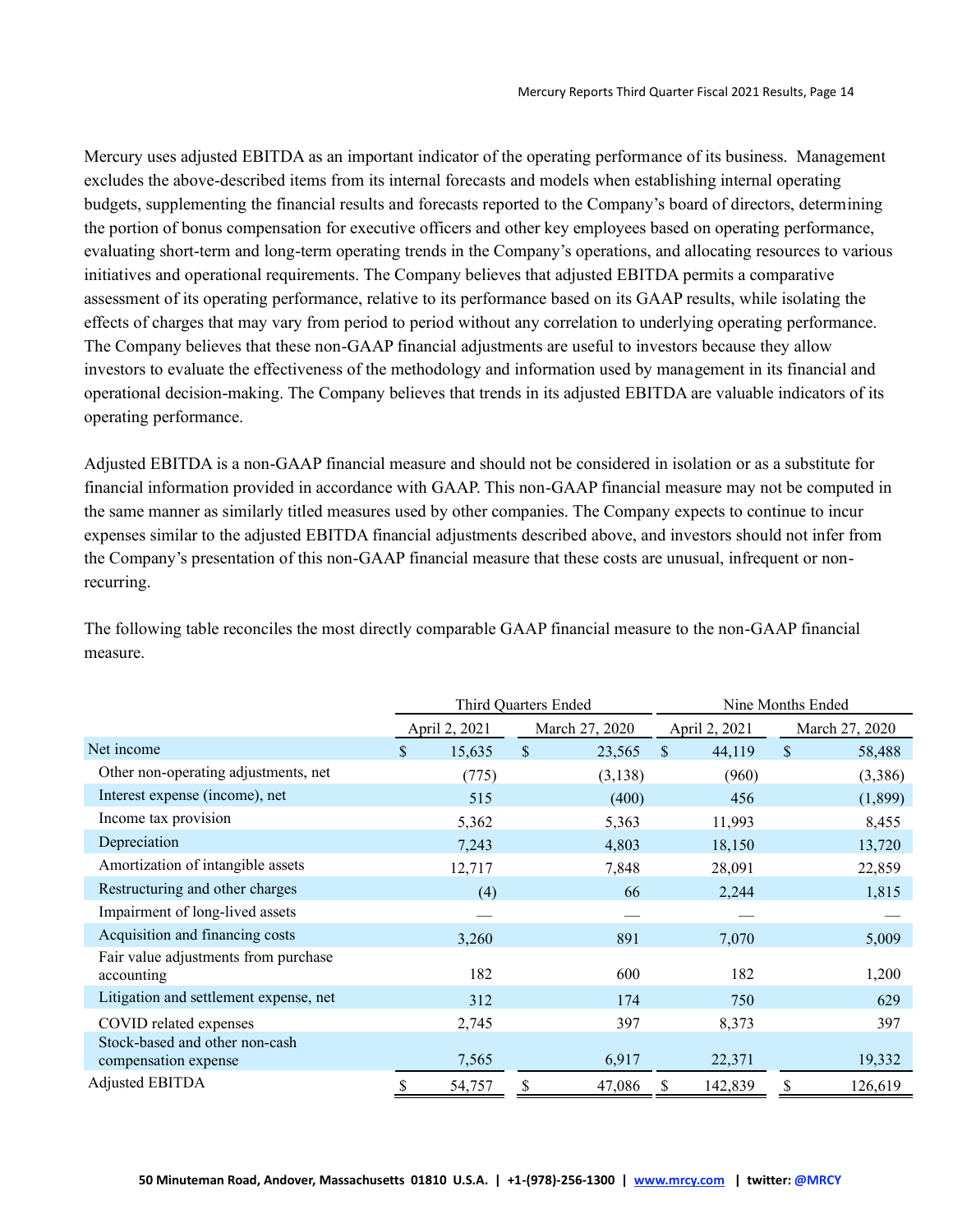Mercury uses adjusted EBITDA as an important indicator of the operating performance of its business. Management excludes the above-described items from its internal forecasts and models when establishing internal operating budgets, supplementing the financial results and forecasts reported to the Company's board of directors, determining the portion of bonus compensation for executive officers and other key employees based on operating performance, evaluating short-term and long-term operating trends in the Company's operations, and allocating resources to various initiatives and operational requirements. The Company believes that adjusted EBITDA permits a comparative assessment of its operating performance, relative to its performance based on its GAAP results, while isolating the effects of charges that may vary from period to period without any correlation to underlying operating performance. The Company believes that these non-GAAP financial adjustments are useful to investors because they allow investors to evaluate the effectiveness of the methodology and information used by management in its financial and operational decision-making. The Company believes that trends in its adjusted EBITDA are valuable indicators of its operating performance.

Adjusted EBITDA is a non-GAAP financial measure and should not be considered in isolation or as a substitute for financial information provided in accordance with GAAP. This non-GAAP financial measure may not be computed in the same manner as similarly titled measures used by other companies. The Company expects to continue to incur expenses similar to the adjusted EBITDA financial adjustments described above, and investors should not infer from the Company's presentation of this non-GAAP financial measure that these costs are unusual, infrequent or non-recurring.

The following table reconciles the most directly comparable GAAP financial measure to the non-GAAP financial measure.

| | Third Quarters Ended | | Nine Months Ended | |
|---|---|---|---|---|
| | April 2, 2021 | March 27, 2020 | April 2, 2021 | March 27, 2020 |
| Net income | $ 15,635 | $ 23,565 | $ 44,119 | $ 58,488 |
| Other non-operating adjustments, net | (775) | (3,138) | (960) | (3,386) |
| Interest expense (income), net | 515 | (400) | 456 | (1,899) |
| Income tax provision | 5,362 | 5,363 | 11,993 | 8,455 |
| Depreciation | 7,243 | 4,803 | 18,150 | 13,720 |
| Amortization of intangible assets | 12,717 | 7,848 | 28,091 | 22,859 |
| Restructuring and other charges | (4) | 66 | 2,244 | 1,815 |
| Impairment of long-lived assets | — | — | — | — |
| Acquisition and financing costs | 3,260 | 891 | 7,070 | 5,009 |
| Fair value adjustments from purchase accounting | 182 | 600 | 182 | 1,200 |
| Litigation and settlement expense, net | 312 | 174 | 750 | 629 |
| COVID related expenses | 2,745 | 397 | 8,373 | 397 |
| Stock-based and other non-cash compensation expense | 7,565 | 6,917 | 22,371 | 19,332 |
| Adjusted EBITDA | $ 54,757 | $ 47,086 | $ 142,839 | $ 126,619 |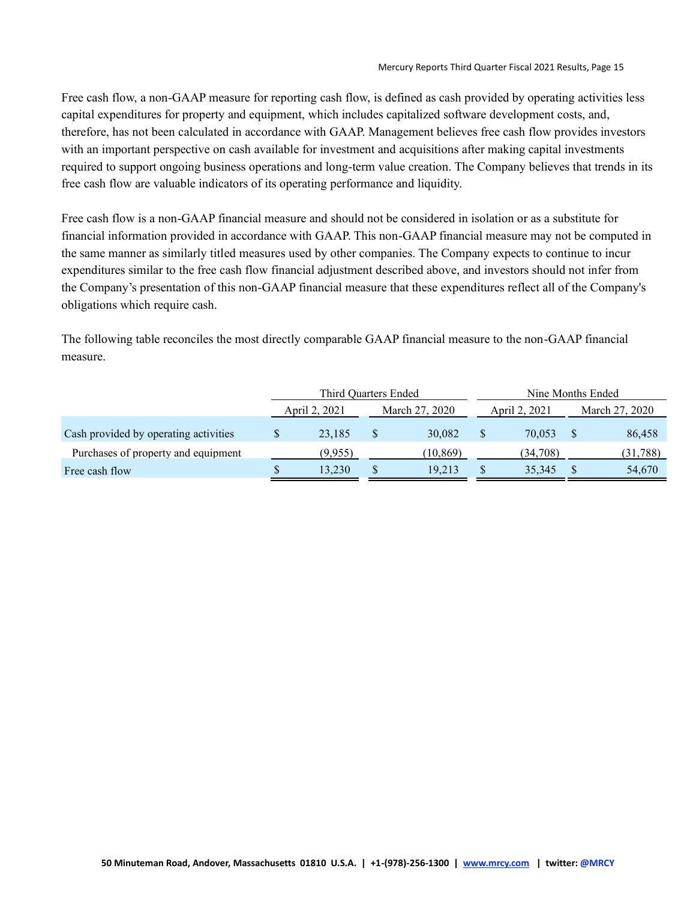Free cash flow, a non-GAAP measure for reporting cash flow, is defined as cash provided by operating activities less capital expenditures for property and equipment, which includes capitalized software development costs, and, therefore, has not been calculated in accordance with GAAP. Management believes free cash flow provides investors with an important perspective on cash available for investment and acquisitions after making capital investments required to support ongoing business operations and long-term value creation. The Company believes that trends in its free cash flow are valuable indicators of its operating performance and liquidity.

Free cash flow is a non-GAAP financial measure and should not be considered in isolation or as a substitute for financial information provided in accordance with GAAP. This non-GAAP financial measure may not be computed in the same manner as similarly titled measures used by other companies. The Company expects to continue to incur expenditures similar to the free cash flow financial adjustment described above, and investors should not infer from the Company's presentation of this non-GAAP financial measure that these expenditures reflect all of the Company's obligations which require cash.

The following table reconciles the most directly comparable GAAP financial measure to the non-GAAP financial measure.

| | Third Quarters Ended | | Nine Months Ended | |
|---|---|---|---|---|
| | April 2, 2021 | March 27, 2020 | April 2, 2021 | March 27, 2020 |
| Cash provided by operating activities | $ 23,185 | $ 30,082 | $ 70,053 | $ 86,458 |
| Purchases of property and equipment | (9,955) | (10,869) | (34,708) | (31,788) |
| Free cash flow | $ 13,230 | $ 19,213 | $ 35,345 | $ 54,670 |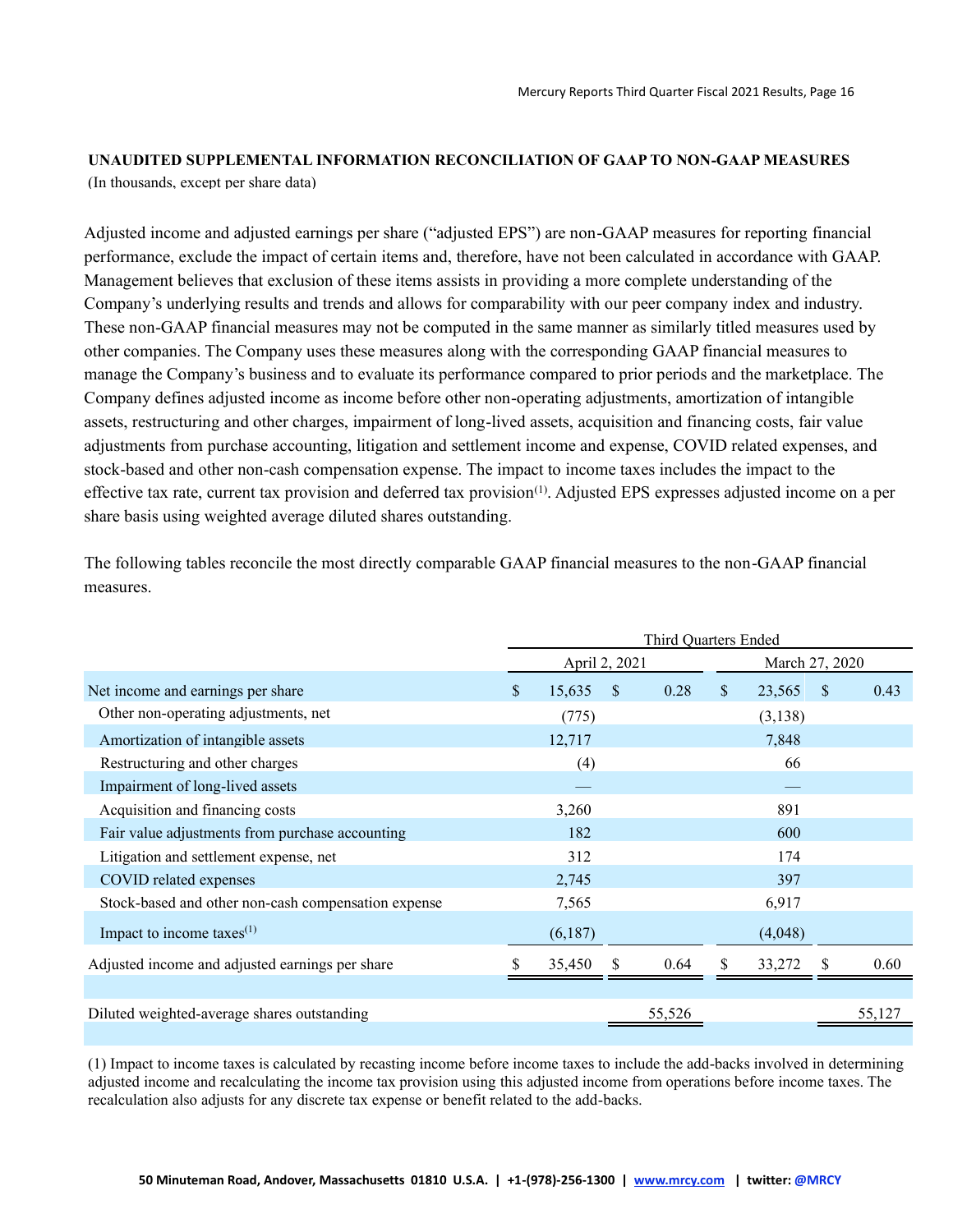### UNAUDITED SUPPLEMENTAL INFORMATION RECONCILIATION OF GAAP TO NON-GAAP MEASURES

(In thousands, except per share data)

Adjusted income and adjusted earnings per share ("adjusted EPS") are non-GAAP measures for reporting financial performance, exclude the impact of certain items and, therefore, have not been calculated in accordance with GAAP. Management believes that exclusion of these items assists in providing a more complete understanding of the Company's underlying results and trends and allows for comparability with our peer company index and industry. These non-GAAP financial measures may not be computed in the same manner as similarly titled measures used by other companies. The Company uses these measures along with the corresponding GAAP financial measures to manage the Company's business and to evaluate its performance compared to prior periods and the marketplace. The Company defines adjusted income as income before other non-operating adjustments, amortization of intangible assets, restructuring and other charges, impairment of long-lived assets, acquisition and financing costs, fair value adjustments from purchase accounting, litigation and settlement income and expense, COVID related expenses, and stock-based and other non-cash compensation expense. The impact to income taxes includes the impact to the effective tax rate, current tax provision and deferred tax provision[1]. Adjusted EPS expresses adjusted income on a per share basis using weighted average diluted shares outstanding.

The following tables reconcile the most directly comparable GAAP financial measures to the non-GAAP financial measures.

| | Third Quarters Ended | | | |
|---|---|---|---|---|
| | April 2, 2021 | | March 27, 2020 | |
| Net income and earnings per share | $ 15,635 | $ 0.28 | $ 23,565 | $ 0.43 |
| Other non-operating adjustments, net | (775) | | (3,138) | |
| Amortization of intangible assets | 12,717 | | 7,848 | |
| Restructuring and other charges | (4) | | 66 | |
| Impairment of long-lived assets | — | | — | |
| Acquisition and financing costs | 3,260 | | 891 | |
| Fair value adjustments from purchase accounting | 182 | | 600 | |
| Litigation and settlement expense, net | 312 | | 174 | |
| COVID related expenses | 2,745 | | 397 | |
| Stock-based and other non-cash compensation expense | 7,565 | | 6,917 | |
| Impact to income taxes[1] | (6,187) | | (4,048) | |
| Adjusted income and adjusted earnings per share | $ 35,450 | $ 0.64 | $ 33,272 | $ 0.60 |
| Diluted weighted-average shares outstanding | | 55,526 | | 55,127 |

(1) Impact to income taxes is calculated by recasting income before income taxes to include the add-backs involved in determining adjusted income and recalculating the income tax provision using this adjusted income from operations before income taxes. The recalculation also adjusts for any discrete tax expense or benefit related to the add-backs.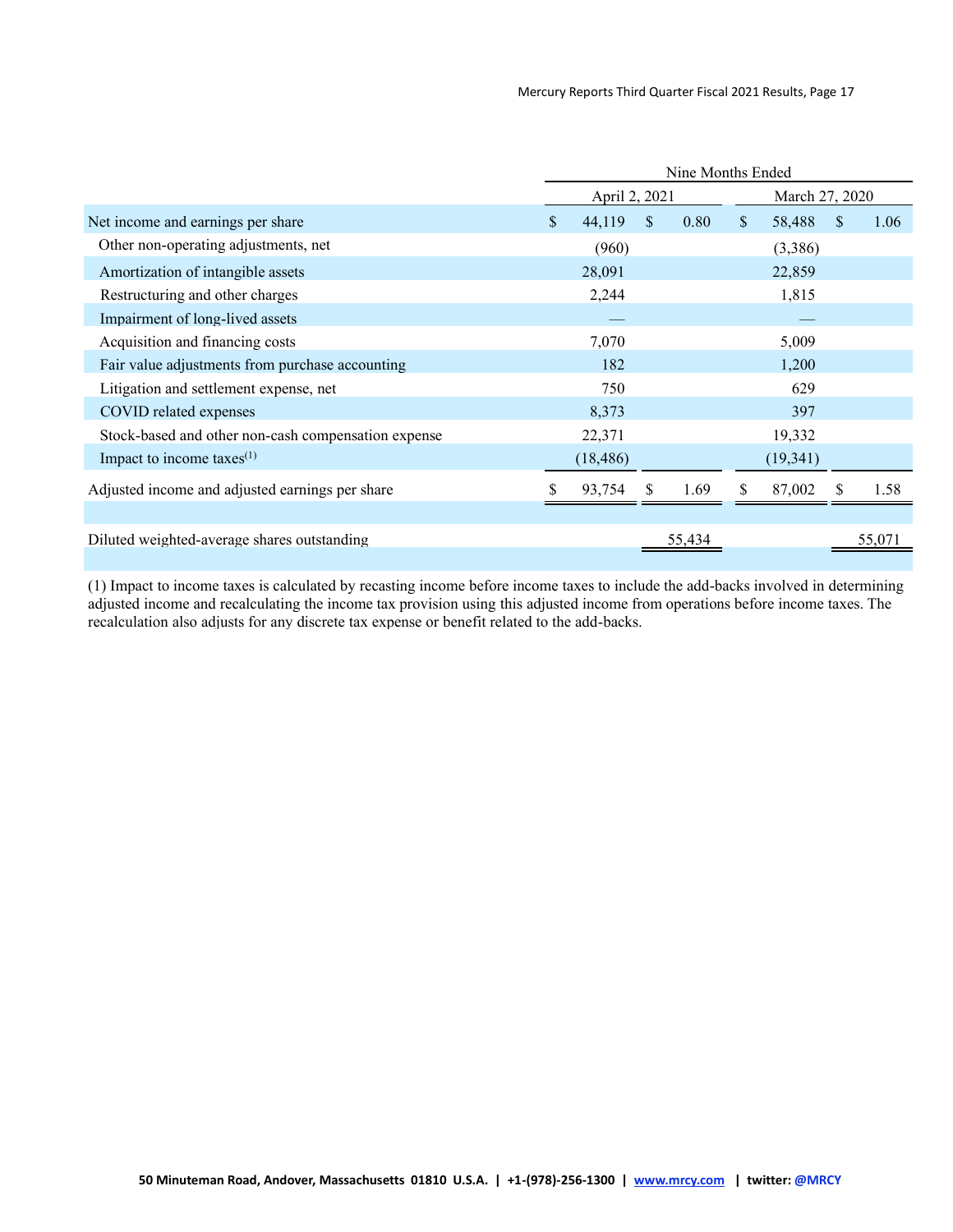| | Nine Months Ended | | | |
|---|---|---|---|---|
| | April 2, 2021 | | March 27, 2020 | |
| Net income and earnings per share | $ 44,119 | $ 0.80 | $ 58,488 | $ 1.06 |
| Other non-operating adjustments, net | (960) | | (3,386) | |
| Amortization of intangible assets | 28,091 | | 22,859 | |
| Restructuring and other charges | 2,244 | | 1,815 | |
| Impairment of long-lived assets | — | | — | |
| Acquisition and financing costs | 7,070 | | 5,009 | |
| Fair value adjustments from purchase accounting | 182 | | 1,200 | |
| Litigation and settlement expense, net | 750 | | 629 | |
| COVID related expenses | 8,373 | | 397 | |
| Stock-based and other non-cash compensation expense | 22,371 | | 19,332 | |
| Impact to income taxes(1) | (18,486) | | (19,341) | |
| Adjusted income and adjusted earnings per share | $ 93,754 | $ 1.69 | $ 87,002 | $ 1.58 |
| | | | | |
| Diluted weighted-average shares outstanding | | 55,434 | | 55,071 |

(1) Impact to income taxes is calculated by recasting income before income taxes to include the add-backs involved in determining adjusted income and recalculating the income tax provision using this adjusted income from operations before income taxes. The recalculation also adjusts for any discrete tax expense or benefit related to the add-backs.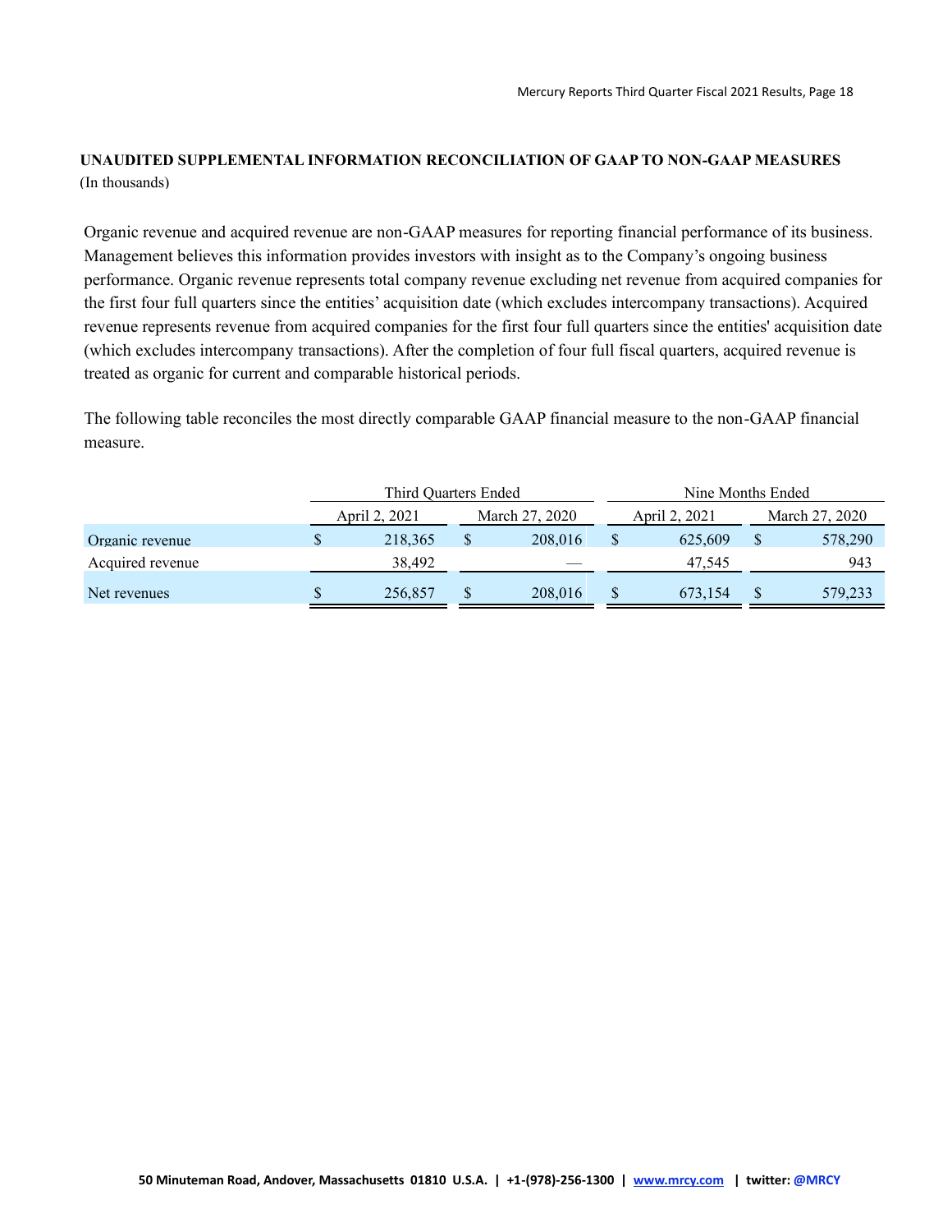**UNAUDITED SUPPLEMENTAL INFORMATION RECONCILIATION OF GAAP TO NON-GAAP MEASURES**
(In thousands)

Organic revenue and acquired revenue are non-GAAP measures for reporting financial performance of its business. Management believes this information provides investors with insight as to the Company's ongoing business performance. Organic revenue represents total company revenue excluding net revenue from acquired companies for the first four full quarters since the entities' acquisition date (which excludes intercompany transactions). Acquired revenue represents revenue from acquired companies for the first four full quarters since the entities' acquisition date (which excludes intercompany transactions). After the completion of four full fiscal quarters, acquired revenue is treated as organic for current and comparable historical periods.

The following table reconciles the most directly comparable GAAP financial measure to the non-GAAP financial measure.

| | Third Quarters Ended | | Nine Months Ended | |
|---|---|---|---|---|
| | April 2, 2021 | March 27, 2020 | April 2, 2021 | March 27, 2020 |
| Organic revenue | $ 218,365 | $ 208,016 | $ 625,609 | $ 578,290 |
| Acquired revenue | 38,492 | — | 47,545 | 943 |
| Net revenues | $ 256,857 | $ 208,016 | $ 673,154 | $ 579,233 |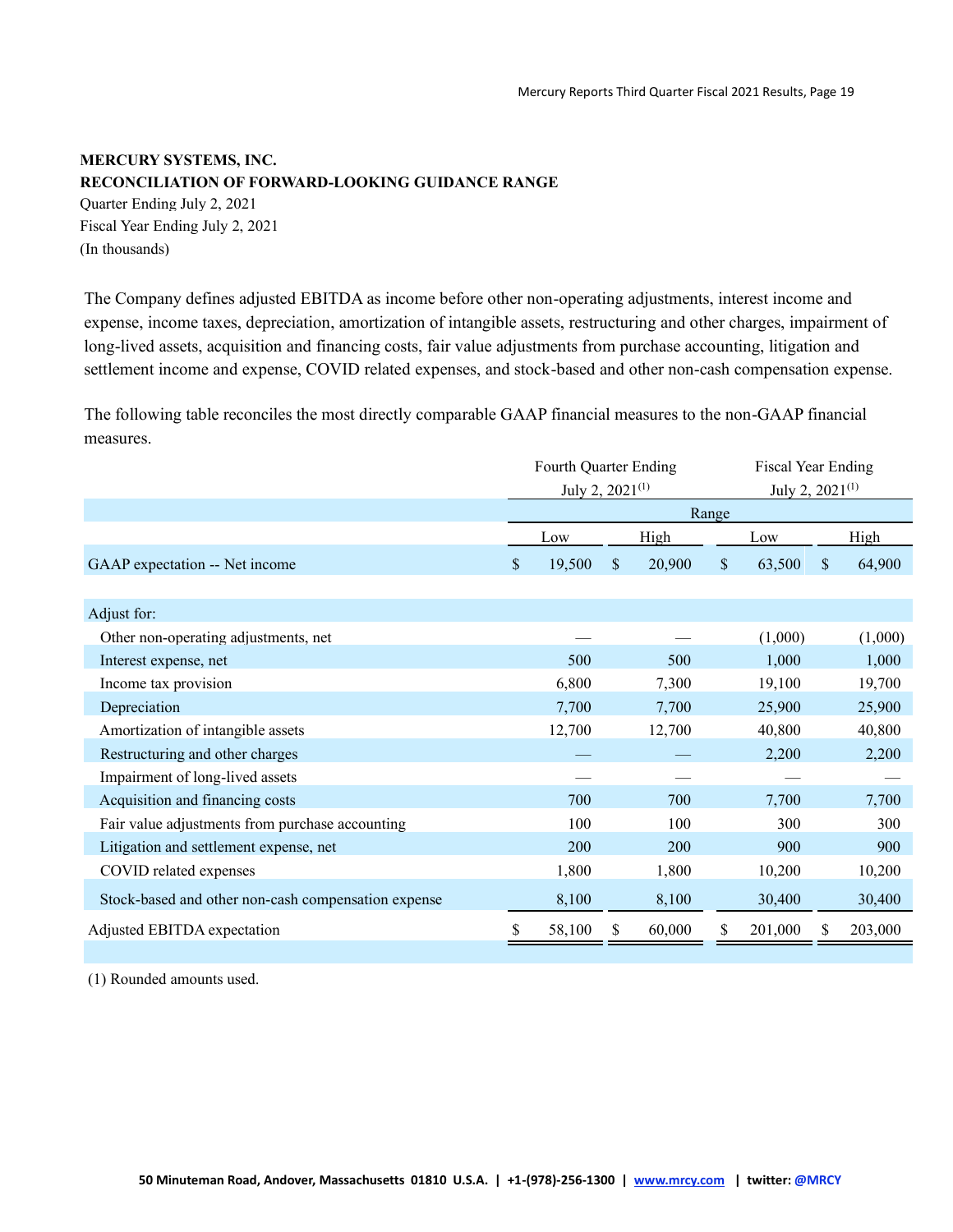**MERCURY SYSTEMS, INC.**
**RECONCILIATION OF FORWARD-LOOKING GUIDANCE RANGE**
Quarter Ending July 2, 2021
Fiscal Year Ending July 2, 2021
(In thousands)

The Company defines adjusted EBITDA as income before other non-operating adjustments, interest income and expense, income taxes, depreciation, amortization of intangible assets, restructuring and other charges, impairment of long-lived assets, acquisition and financing costs, fair value adjustments from purchase accounting, litigation and settlement income and expense, COVID related expenses, and stock-based and other non-cash compensation expense.

The following table reconciles the most directly comparable GAAP financial measures to the non-GAAP financial measures.

| | Fourth Quarter Ending July 2, 2021[(1)] | | Fiscal Year Ending July 2, 2021[(1)] | |
|---|---|---|---|---|
| | Range | | | |
| | Low | High | Low | High |
| GAAP expectation -- Net income | $ 19,500 | $ 20,900 | $ 63,500 | $ 64,900 |
| | | | | |
| Adjust for: | | | | |
| Other non-operating adjustments, net | — | — | (1,000) | (1,000) |
| Interest expense, net | 500 | 500 | 1,000 | 1,000 |
| Income tax provision | 6,800 | 7,300 | 19,100 | 19,700 |
| Depreciation | 7,700 | 7,700 | 25,900 | 25,900 |
| Amortization of intangible assets | 12,700 | 12,700 | 40,800 | 40,800 |
| Restructuring and other charges | — | — | 2,200 | 2,200 |
| Impairment of long-lived assets | — | — | — | — |
| Acquisition and financing costs | 700 | 700 | 7,700 | 7,700 |
| Fair value adjustments from purchase accounting | 100 | 100 | 300 | 300 |
| Litigation and settlement expense, net | 200 | 200 | 900 | 900 |
| COVID related expenses | 1,800 | 1,800 | 10,200 | 10,200 |
| Stock-based and other non-cash compensation expense | 8,100 | 8,100 | 30,400 | 30,400 |
| Adjusted EBITDA expectation | $ 58,100 | $ 60,000 | $ 201,000 | $ 203,000 |

(1) Rounded amounts used.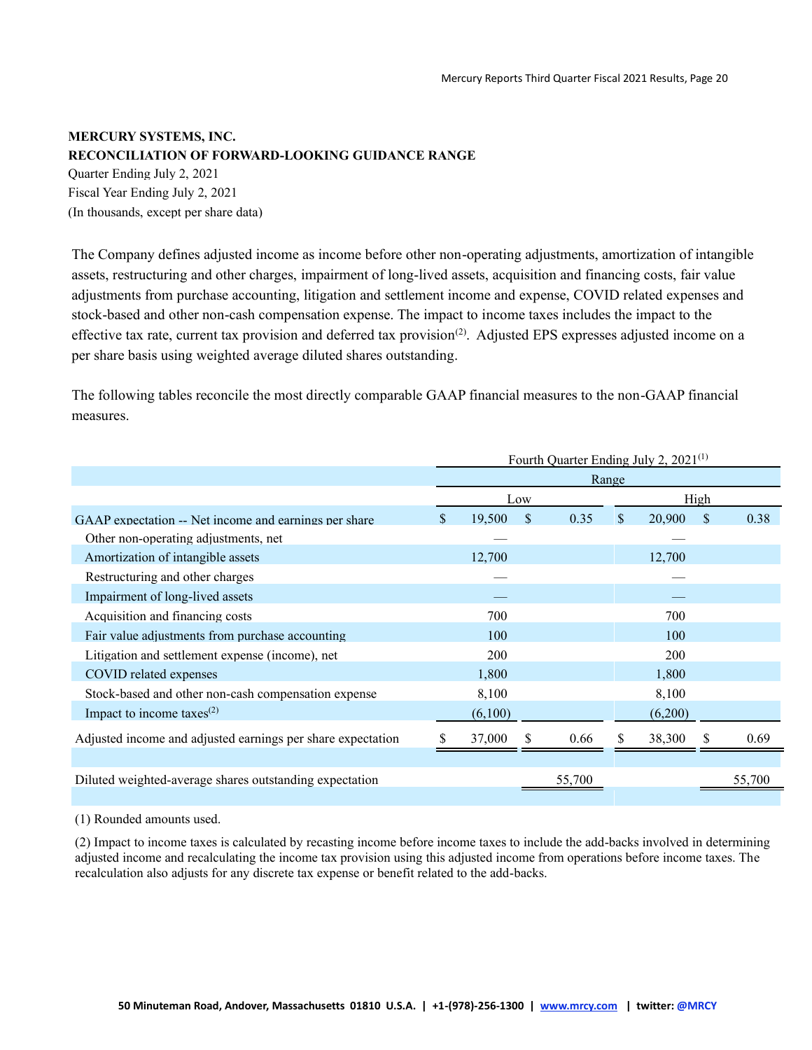**MERCURY SYSTEMS, INC.**
**RECONCILIATION OF FORWARD-LOOKING GUIDANCE RANGE**
Quarter Ending July 2, 2021
Fiscal Year Ending July 2, 2021
(In thousands, except per share data)

The Company defines adjusted income as income before other non-operating adjustments, amortization of intangible assets, restructuring and other charges, impairment of long-lived assets, acquisition and financing costs, fair value adjustments from purchase accounting, litigation and settlement income and expense, COVID related expenses and stock-based and other non-cash compensation expense. The impact to income taxes includes the impact to the effective tax rate, current tax provision and deferred tax provision(2). Adjusted EPS expresses adjusted income on a per share basis using weighted average diluted shares outstanding.

The following tables reconcile the most directly comparable GAAP financial measures to the non-GAAP financial measures.

| | Fourth Quarter Ending July 2, 2021(1) | | | |
|---|---|---|---|---|
| | Range | | | |
| | Low | | High | |
| GAAP expectation -- Net income and earnings per share | $ 19,500 | $ 0.35 | $ 20,900 | $ 0.38 |
| Other non-operating adjustments, net | — | | — | |
| Amortization of intangible assets | 12,700 | | 12,700 | |
| Restructuring and other charges | — | | — | |
| Impairment of long-lived assets | — | | — | |
| Acquisition and financing costs | 700 | | 700 | |
| Fair value adjustments from purchase accounting | 100 | | 100 | |
| Litigation and settlement expense (income), net | 200 | | 200 | |
| COVID related expenses | 1,800 | | 1,800 | |
| Stock-based and other non-cash compensation expense | 8,100 | | 8,100 | |
| Impact to income taxes(2) | (6,100) | | (6,200) | |
| Adjusted income and adjusted earnings per share expectation | $ 37,000 | $ 0.66 | $ 38,300 | $ 0.69 |
| Diluted weighted-average shares outstanding expectation | | 55,700 | | 55,700 |

(1) Rounded amounts used.

(2) Impact to income taxes is calculated by recasting income before income taxes to include the add-backs involved in determining adjusted income and recalculating the income tax provision using this adjusted income from operations before income taxes. The recalculation also adjusts for any discrete tax expense or benefit related to the add-backs.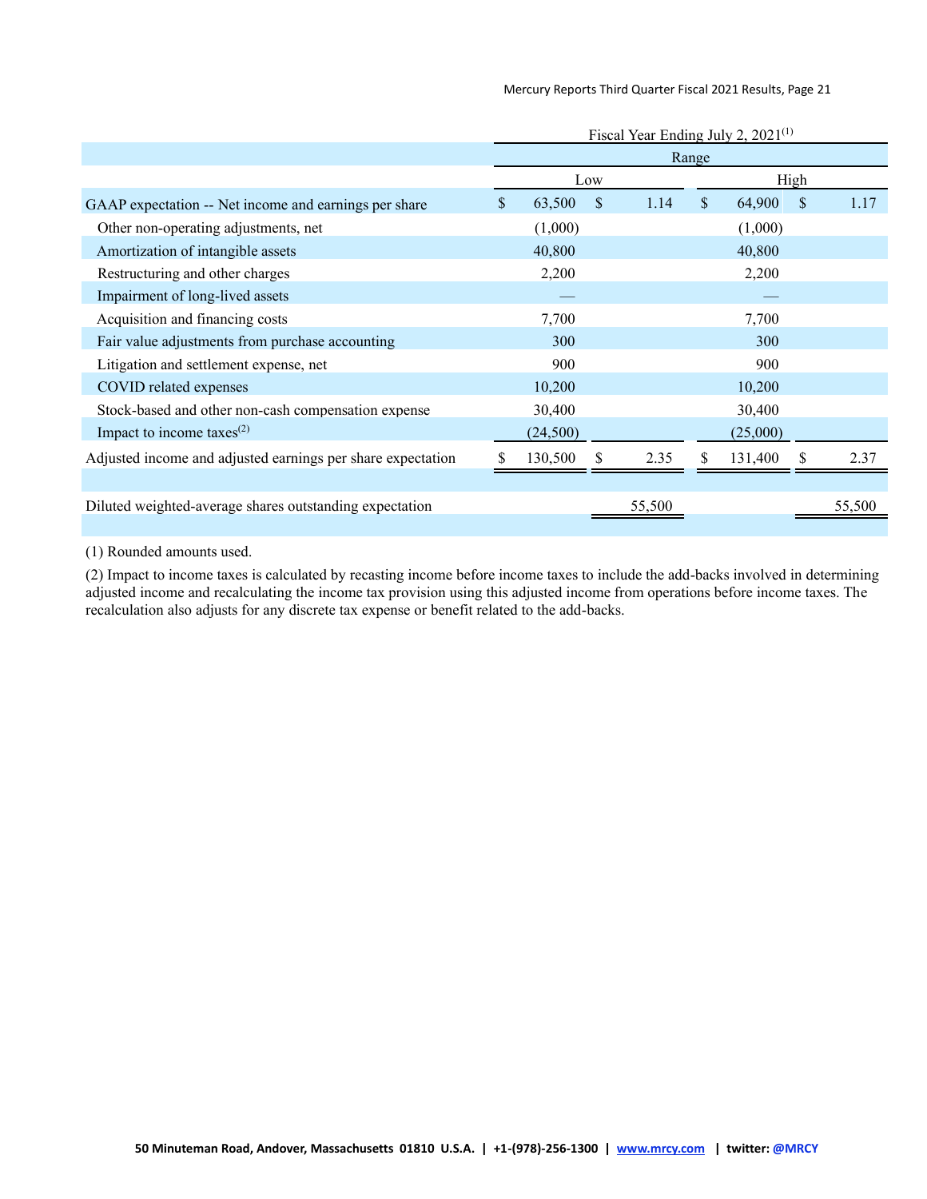| | Fiscal Year Ending July 2, 2021[1] | | | |
|---|---|---|---|---|
| | Range | | | |
| | Low | | High | |
| GAAP expectation -- Net income and earnings per share | $ 63,500 | $ 1.14 | $ 64,900 | $ 1.17 |
| Other non-operating adjustments, net | (1,000) | | (1,000) | |
| Amortization of intangible assets | 40,800 | | 40,800 | |
| Restructuring and other charges | 2,200 | | 2,200 | |
| Impairment of long-lived assets | — | | — | |
| Acquisition and financing costs | 7,700 | | 7,700 | |
| Fair value adjustments from purchase accounting | 300 | | 300 | |
| Litigation and settlement expense, net | 900 | | 900 | |
| COVID related expenses | 10,200 | | 10,200 | |
| Stock-based and other non-cash compensation expense | 30,400 | | 30,400 | |
| Impact to income taxes[2] | (24,500) | | (25,000) | |
| Adjusted income and adjusted earnings per share expectation | $ 130,500 | $ 2.35 | $ 131,400 | $ 2.37 |
| | | | | |
| Diluted weighted-average shares outstanding expectation | | 55,500 | | 55,500 |

(1) Rounded amounts used.

(2) Impact to income taxes is calculated by recasting income before income taxes to include the add-backs involved in determining adjusted income and recalculating the income tax provision using this adjusted income from operations before income taxes. The recalculation also adjusts for any discrete tax expense or benefit related to the add-backs.